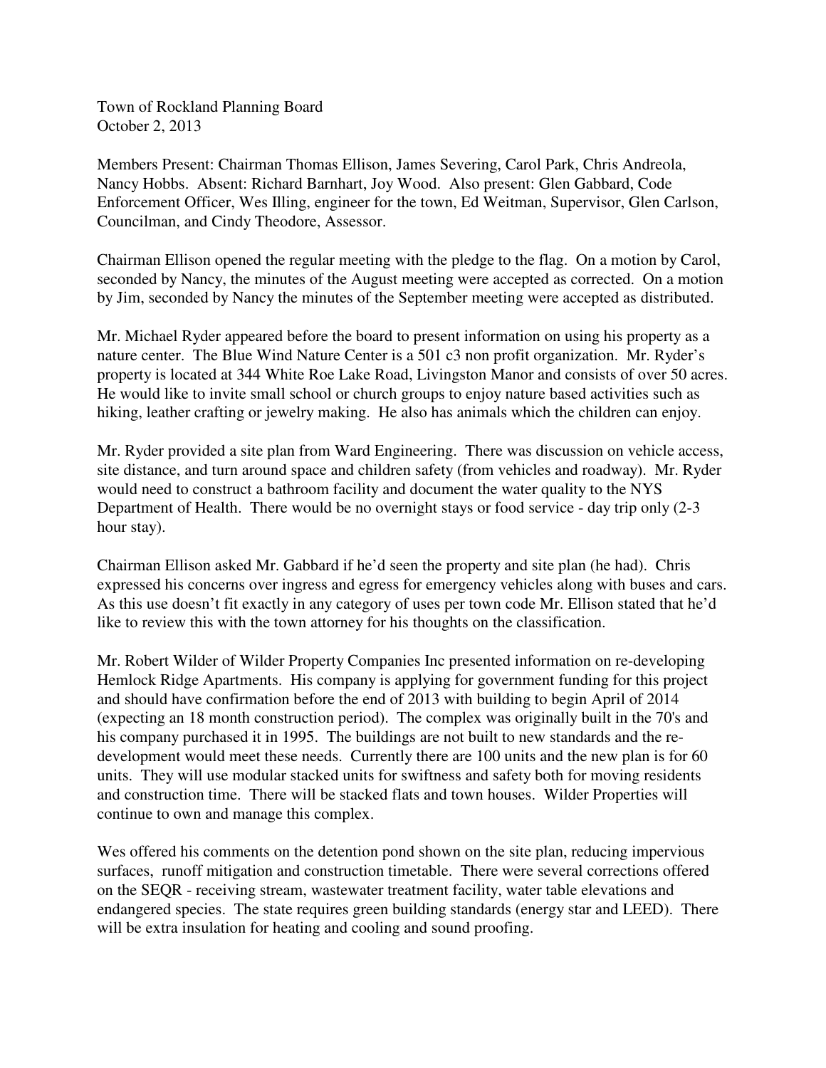Town of Rockland Planning Board
October 2, 2013

Members Present: Chairman Thomas Ellison, James Severing, Carol Park, Chris Andreola, Nancy Hobbs. Absent: Richard Barnhart, Joy Wood. Also present: Glen Gabbard, Code Enforcement Officer, Wes Illing, engineer for the town, Ed Weitman, Supervisor, Glen Carlson, Councilman, and Cindy Theodore, Assessor.

Chairman Ellison opened the regular meeting with the pledge to the flag. On a motion by Carol, seconded by Nancy, the minutes of the August meeting were accepted as corrected. On a motion by Jim, seconded by Nancy the minutes of the September meeting were accepted as distributed.

Mr. Michael Ryder appeared before the board to present information on using his property as a nature center. The Blue Wind Nature Center is a 501 c3 non profit organization. Mr. Ryder's property is located at 344 White Roe Lake Road, Livingston Manor and consists of over 50 acres. He would like to invite small school or church groups to enjoy nature based activities such as hiking, leather crafting or jewelry making. He also has animals which the children can enjoy.

Mr. Ryder provided a site plan from Ward Engineering. There was discussion on vehicle access, site distance, and turn around space and children safety (from vehicles and roadway). Mr. Ryder would need to construct a bathroom facility and document the water quality to the NYS Department of Health. There would be no overnight stays or food service - day trip only (2-3 hour stay).

Chairman Ellison asked Mr. Gabbard if he'd seen the property and site plan (he had). Chris expressed his concerns over ingress and egress for emergency vehicles along with buses and cars. As this use doesn't fit exactly in any category of uses per town code Mr. Ellison stated that he'd like to review this with the town attorney for his thoughts on the classification.

Mr. Robert Wilder of Wilder Property Companies Inc presented information on re-developing Hemlock Ridge Apartments. His company is applying for government funding for this project and should have confirmation before the end of 2013 with building to begin April of 2014 (expecting an 18 month construction period). The complex was originally built in the 70's and his company purchased it in 1995. The buildings are not built to new standards and the re-development would meet these needs. Currently there are 100 units and the new plan is for 60 units. They will use modular stacked units for swiftness and safety both for moving residents and construction time. There will be stacked flats and town houses. Wilder Properties will continue to own and manage this complex.

Wes offered his comments on the detention pond shown on the site plan, reducing impervious surfaces, runoff mitigation and construction timetable. There were several corrections offered on the SEQR - receiving stream, wastewater treatment facility, water table elevations and endangered species. The state requires green building standards (energy star and LEED). There will be extra insulation for heating and cooling and sound proofing.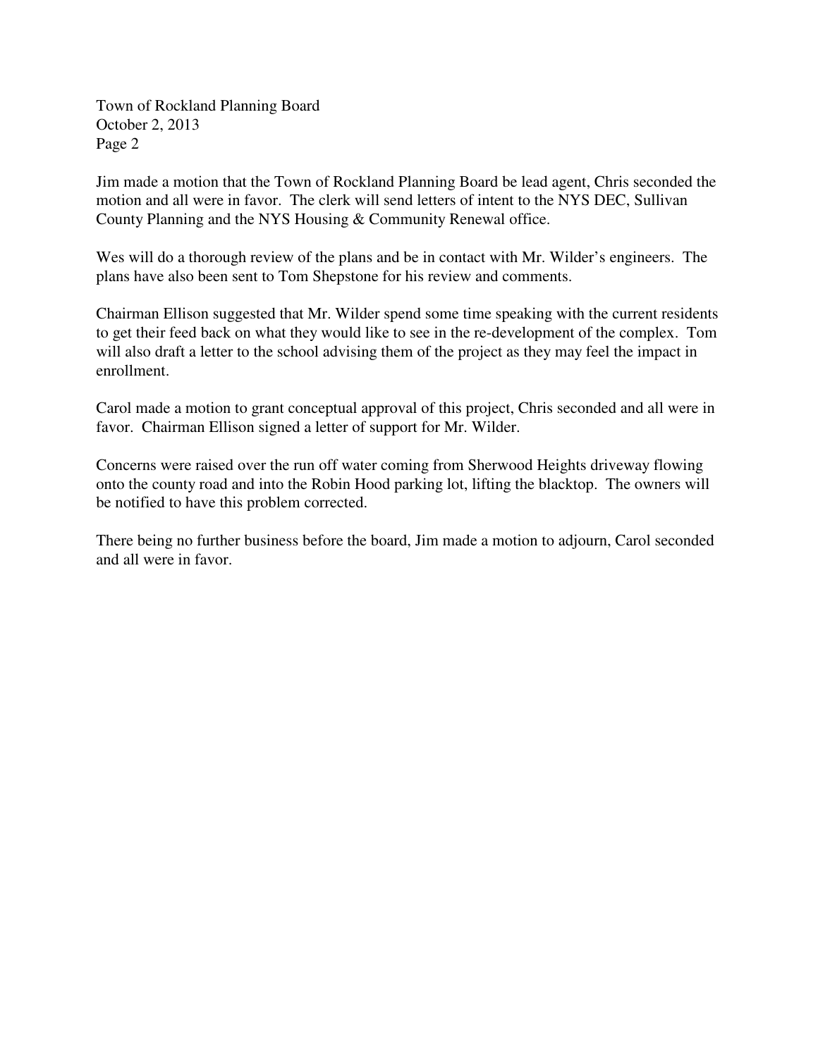Jim made a motion that the Town of Rockland Planning Board be lead agent, Chris seconded the motion and all were in favor. The clerk will send letters of intent to the NYS DEC, Sullivan County Planning and the NYS Housing & Community Renewal office.

Wes will do a thorough review of the plans and be in contact with Mr. Wilder's engineers. The plans have also been sent to Tom Shepstone for his review and comments.

Chairman Ellison suggested that Mr. Wilder spend some time speaking with the current residents to get their feed back on what they would like to see in the re-development of the complex. Tom will also draft a letter to the school advising them of the project as they may feel the impact in enrollment.

Carol made a motion to grant conceptual approval of this project, Chris seconded and all were in favor. Chairman Ellison signed a letter of support for Mr. Wilder.

Concerns were raised over the run off water coming from Sherwood Heights driveway flowing onto the county road and into the Robin Hood parking lot, lifting the blacktop. The owners will be notified to have this problem corrected.

There being no further business before the board, Jim made a motion to adjourn, Carol seconded and all were in favor.